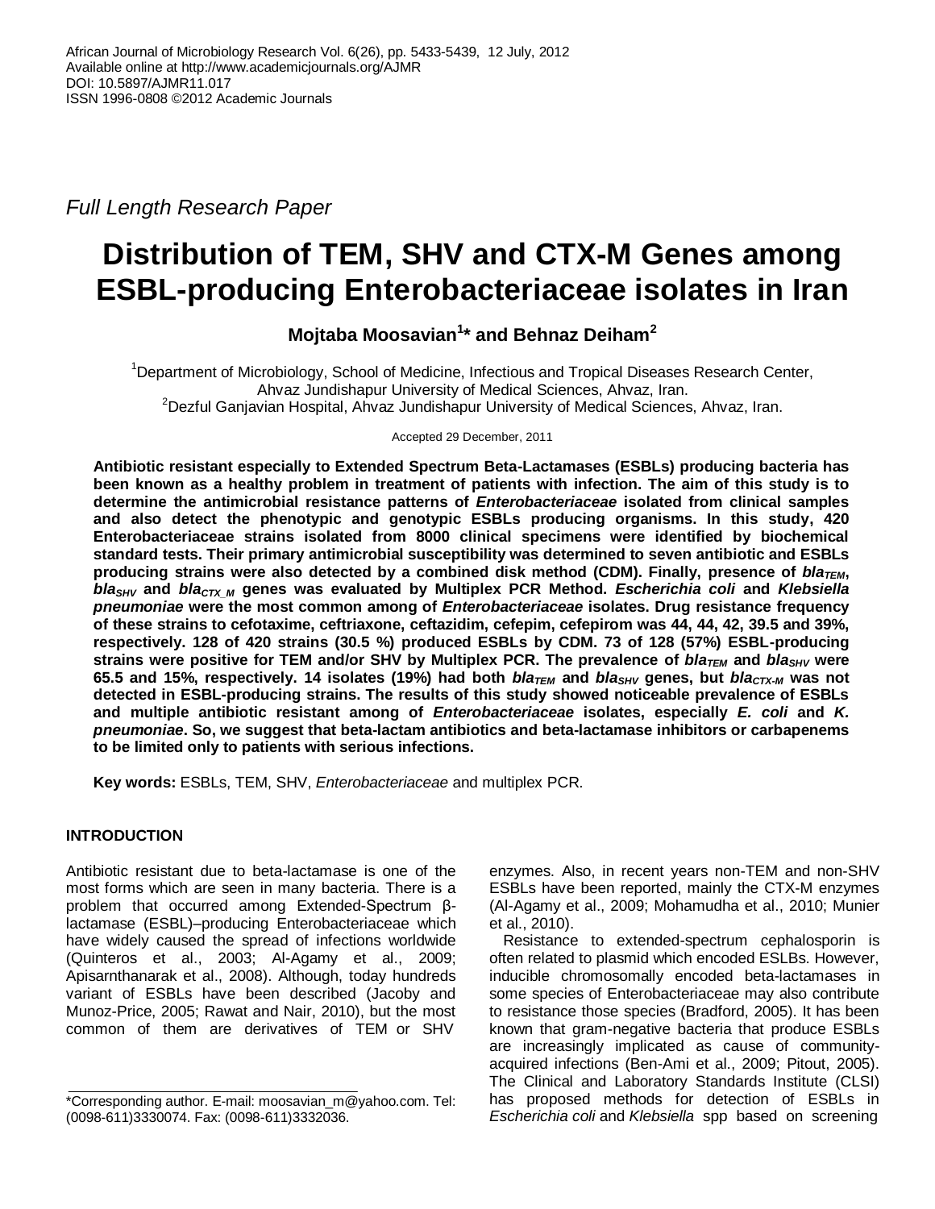Full Length Research Paper

# Distribution of TEM, SHV and CTX-M Genes among ESBL-producing Enterobacteriaceae isolates in Iran

**Mojtaba Moosavian[1]* and Behnaz Deiham[2]**

[1]Department of Microbiology, School of Medicine, Infectious and Tropical Diseases Research Center, Ahvaz Jundishapur University of Medical Sciences, Ahvaz, Iran.
[2]Dezful Ganjavian Hospital, Ahvaz Jundishapur University of Medical Sciences, Ahvaz, Iran.

Accepted 29 December, 2011

**Antibiotic resistant especially to Extended Spectrum Beta-Lactamases (ESBLs) producing bacteria has been known as a healthy problem in treatment of patients with infection. The aim of this study is to determine the antimicrobial resistance patterns of *Enterobacteriaceae* isolated from clinical samples and also detect the phenotypic and genotypic ESBLs producing organisms. In this study, 420 Enterobacteriaceae strains isolated from 8000 clinical specimens were identified by biochemical standard tests. Their primary antimicrobial susceptibility was determined to seven antibiotic and ESBLs producing strains were also detected by a combined disk method (CDM). Finally, presence of $bla_{TEM}$, $bla_{SHV}$ and $bla_{CTX\_M}$ genes was evaluated by Multiplex PCR Method. *Escherichia coli* and *Klebsiella pneumoniae* were the most common among of *Enterobacteriaceae* isolates. Drug resistance frequency of these strains to cefotaxime, ceftriaxone, ceftazidim, cefepim, cefepirom was 44, 44, 42, 39.5 and 39%, respectively. 128 of 420 strains (30.5 %) produced ESBLs by CDM. 73 of 128 (57%) ESBL-producing strains were positive for TEM and/or SHV by Multiplex PCR. The prevalence of $bla_{TEM}$ and $bla_{SHV}$ were 65.5 and 15%, respectively. 14 isolates (19%) had both $bla_{TEM}$ and $bla_{SHV}$ genes, but $bla_{CTX-M}$ was not detected in ESBL-producing strains. The results of this study showed noticeable prevalence of ESBLs and multiple antibiotic resistant among of *Enterobacteriaceae* isolates, especially *E. coli* and *K. pneumoniae*. So, we suggest that beta-lactam antibiotics and beta-lactamase inhibitors or carbapenems to be limited only to patients with serious infections.**

**Key words:** ESBLs, TEM, SHV, *Enterobacteriaceae* and multiplex PCR.

## INTRODUCTION

Antibiotic resistant due to beta-lactamase is one of the most forms which are seen in many bacteria. There is a problem that occurred among Extended-Spectrum β-lactamase (ESBL)–producing Enterobacteriaceae which have widely caused the spread of infections worldwide (Quinteros et al., 2003; Al-Agamy et al., 2009; Apisarnthanarak et al., 2008). Although, today hundreds variant of ESBLs have been described (Jacoby and Munoz-Price, 2005; Rawat and Nair, 2010), but the most common of them are derivatives of TEM or SHV enzymes. Also, in recent years non-TEM and non-SHV ESBLs have been reported, mainly the CTX-M enzymes (Al-Agamy et al., 2009; Mohamudha et al., 2010; Munier et al., 2010).

Resistance to extended-spectrum cephalosporin is often related to plasmid which encoded ESLBs. However, inducible chromosomally encoded beta-lactamases in some species of Enterobacteriaceae may also contribute to resistance those species (Bradford, 2005). It has been known that gram-negative bacteria that produce ESBLs are increasingly implicated as cause of community-acquired infections (Ben-Ami et al., 2009; Pitout, 2005). The Clinical and Laboratory Standards Institute (CLSI) has proposed methods for detection of ESBLs in *Escherichia coli* and *Klebsiella* spp based on screening

*Corresponding author. E-mail: moosavian_m@yahoo.com. Tel: (0098-611)3330074. Fax: (0098-611)3332036.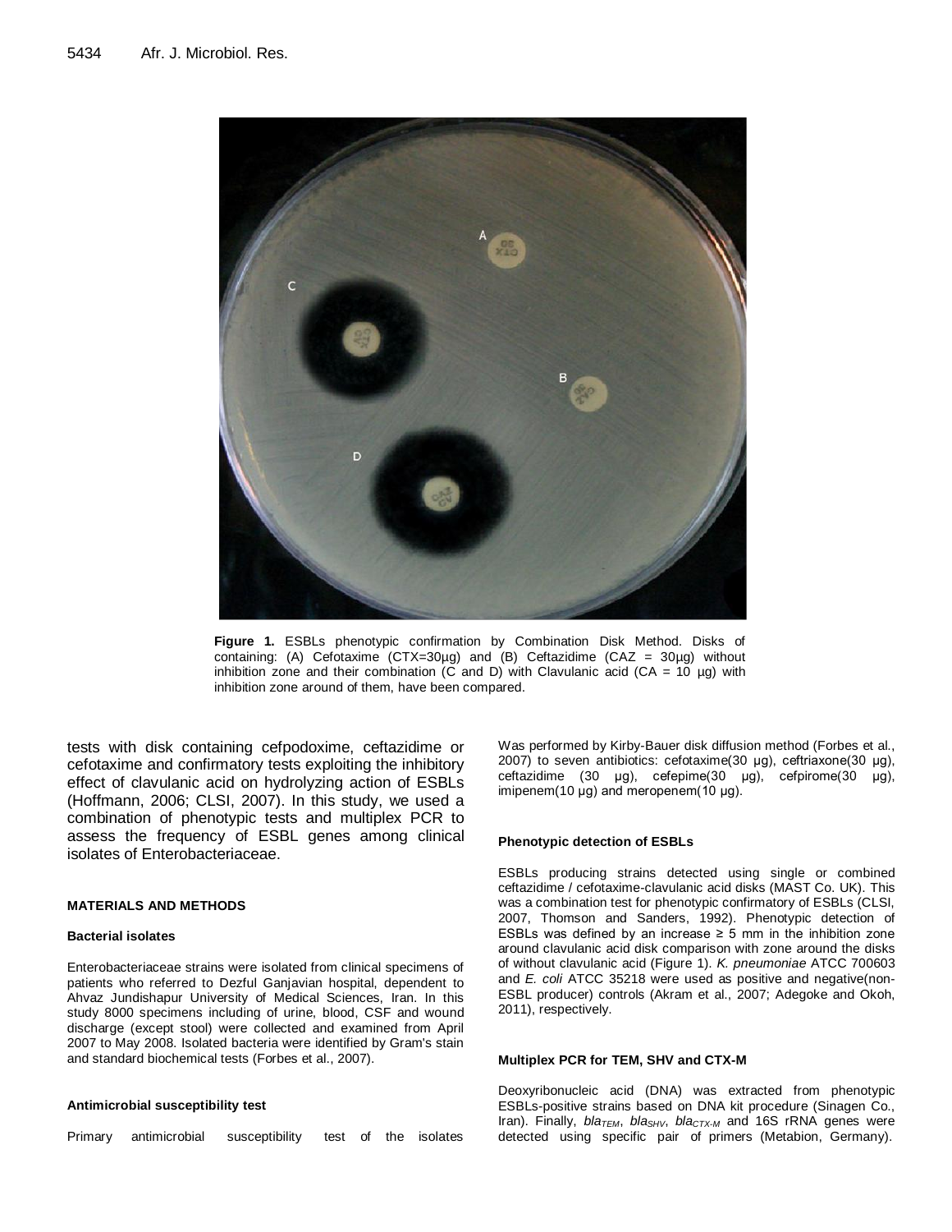Figure 1. ESBLs phenotypic confirmation by Combination Disk Method. Disks of containing: (A) Cefotaxime (CTX=30μg) and (B) Ceftazidime (CAZ = 30μg) without inhibition zone and their combination (C and D) with Clavulanic acid (CA = 10 μg) with inhibition zone around of them, have been compared.

tests with disk containing cefpodoxime, ceftazidime or cefotaxime and confirmatory tests exploiting the inhibitory effect of clavulanic acid on hydrolyzing action of ESBLs (Hoffmann, 2006; CLSI, 2007). In this study, we used a combination of phenotypic tests and multiplex PCR to assess the frequency of ESBL genes among clinical isolates of Enterobacteriaceae.

## MATERIALS AND METHODS

### Bacterial isolates

Enterobacteriaceae strains were isolated from clinical specimens of patients who referred to Dezful Ganjavian hospital, dependent to Ahvaz Jundishapur University of Medical Sciences, Iran. In this study 8000 specimens including of urine, blood, CSF and wound discharge (except stool) were collected and examined from April 2007 to May 2008. Isolated bacteria were identified by Gram's stain and standard biochemical tests (Forbes et al., 2007).

### Antimicrobial susceptibility test

Primary antimicrobial susceptibility test of the isolates Was performed by Kirby-Bauer disk diffusion method (Forbes et al., 2007) to seven antibiotics: cefotaxime(30 μg), ceftriaxone(30 μg), ceftazidime (30 μg), cefepime(30 μg), cefpirome(30 μg), imipenem(10 μg) and meropenem(10 μg).

### Phenotypic detection of ESBLs

ESBLs producing strains detected using single or combined ceftazidime / cefotaxime-clavulanic acid disks (MAST Co. UK). This was a combination test for phenotypic confirmatory of ESBLs (CLSI, 2007, Thomson and Sanders, 1992). Phenotypic detection of ESBLs was defined by an increase ≥ 5 mm in the inhibition zone around clavulanic acid disk comparison with zone around the disks of without clavulanic acid (Figure 1). *K. pneumoniae* ATCC 700603 and *E. coli* ATCC 35218 were used as positive and negative(non-ESBL producer) controls (Akram et al., 2007; Adegoke and Okoh, 2011), respectively.

### Multiplex PCR for TEM, SHV and CTX-M

Deoxyribonucleic acid (DNA) was extracted from phenotypic ESBLs-positive strains based on DNA kit procedure (Sinagen Co., Iran). Finally, $bla_{TEM}$, $bla_{SHV}$, $bla_{CTX\text{-}M}$ and 16S rRNA genes were detected using specific pair of primers (Metabion, Germany).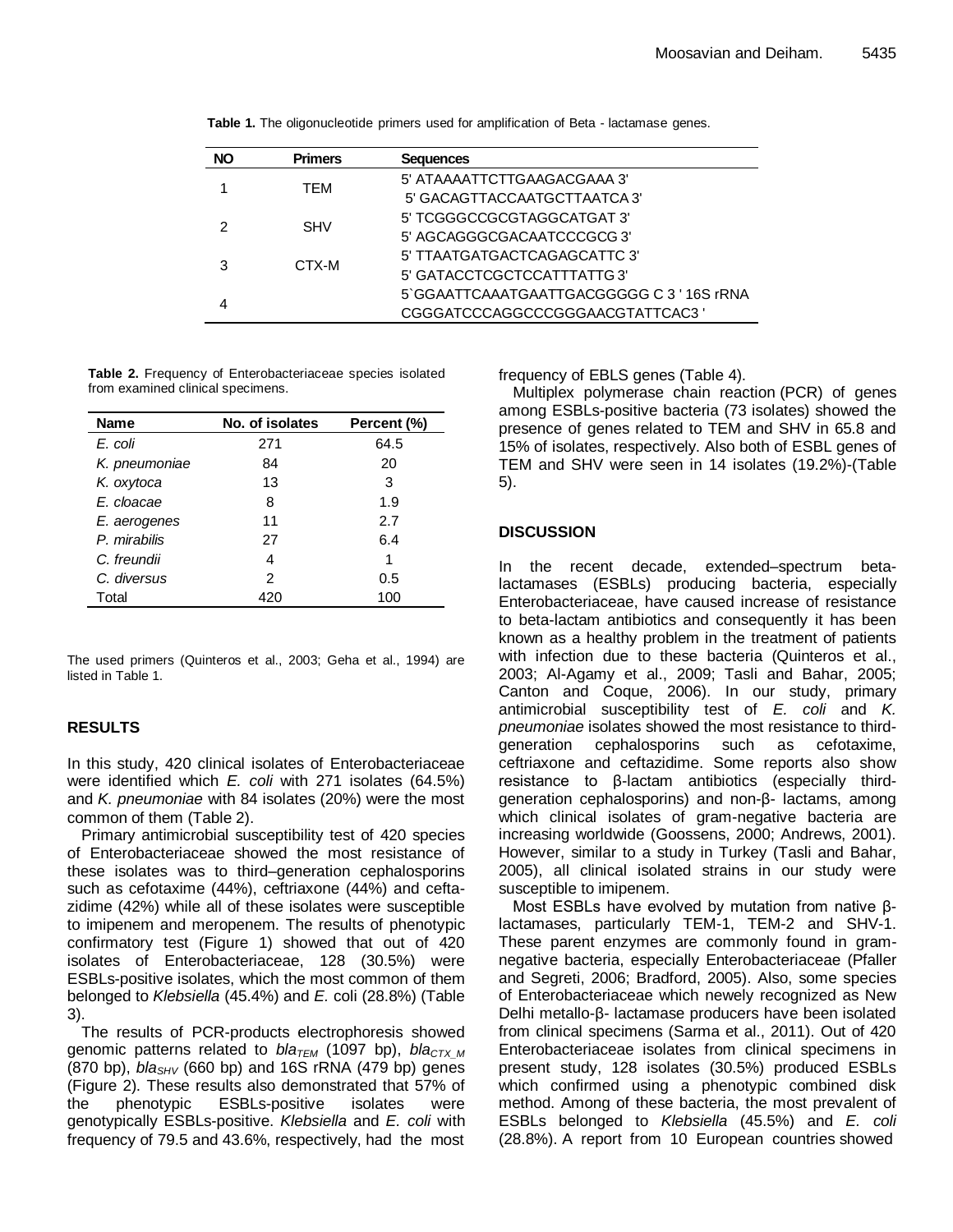**Table 1.** The oligonucleotide primers used for amplification of Beta - lactamase genes.

| NO | Primers | Sequences |
|---|---|---|
| 1 | TEM | 5' ATAAAATTCTTGAAGACGAAA 3' |
| | | 5' GACAGTTACCAATGCTTAATCA 3' |
| 2 | SHV | 5' TCGGGCCGCGTAGGCATGAT 3' |
| | | 5' AGCAGGGCGACAATCCCGCG 3' |
| 3 | CTX-M | 5' TTAATGATGACTCAGAGCATTC 3' |
| | | 5' GATACCTCGCTCCATTTATTG 3' |
| 4 | | 5`GGAATTCAAATGAATTGACGGGGG C 3 ' 16S rRNA |
| | | CGGGATCCCAGGCCCGGGAACGTATTCAC3 ' |

**Table 2.** Frequency of Enterobacteriaceae species isolated from examined clinical specimens.

| Name | No. of isolates | Percent (%) |
|---|---|---|
| *E. coli* | 271 | 64.5 |
| *K. pneumoniae* | 84 | 20 |
| *K. oxytoca* | 13 | 3 |
| *E. cloacae* | 8 | 1.9 |
| *E. aerogenes* | 11 | 2.7 |
| *P. mirabilis* | 27 | 6.4 |
| *C. freundii* | 4 | 1 |
| *C. diversus* | 2 | 0.5 |
| Total | 420 | 100 |

The used primers (Quinteros et al., 2003; Geha et al., 1994) are listed in Table 1.

## RESULTS

In this study, 420 clinical isolates of Enterobacteriaceae were identified which *E. coli* with 271 isolates (64.5%) and *K. pneumoniae* with 84 isolates (20%) were the most common of them (Table 2).

Primary antimicrobial susceptibility test of 420 species of Enterobacteriaceae showed the most resistance of these isolates was to third–generation cephalosporins such as cefotaxime (44%), ceftriaxone (44%) and ceftazidime (42%) while all of these isolates were susceptible to imipenem and meropenem. The results of phenotypic confirmatory test (Figure 1) showed that out of 420 isolates of Enterobacteriaceae, 128 (30.5%) were ESBLs-positive isolates, which the most common of them belonged to *Klebsiella* (45.4%) and *E.* coli (28.8%) (Table 3).

The results of PCR-products electrophoresis showed genomic patterns related to $bla_{TEM}$ (1097 bp), $bla_{CTX\_M}$ (870 bp), $bla_{SHV}$ (660 bp) and 16S rRNA (479 bp) genes (Figure 2). These results also demonstrated that 57% of the phenotypic ESBLs-positive isolates were genotypically ESBLs-positive. *Klebsiella* and *E. coli* with frequency of 79.5 and 43.6%, respectively, had the most frequency of EBLS genes (Table 4).

Multiplex polymerase chain reaction (PCR) of genes among ESBLs-positive bacteria (73 isolates) showed the presence of genes related to TEM and SHV in 65.8 and 15% of isolates, respectively. Also both of ESBL genes of TEM and SHV were seen in 14 isolates (19.2%)-(Table 5).

## DISCUSSION

In the recent decade, extended–spectrum beta-lactamases (ESBLs) producing bacteria, especially Enterobacteriaceae, have caused increase of resistance to beta-lactam antibiotics and consequently it has been known as a healthy problem in the treatment of patients with infection due to these bacteria (Quinteros et al., 2003; Al-Agamy et al., 2009; Tasli and Bahar, 2005; Canton and Coque, 2006). In our study, primary antimicrobial susceptibility test of *E. coli* and *K. pneumoniae* isolates showed the most resistance to third-generation cephalosporins such as cefotaxime, ceftriaxone and ceftazidime. Some reports also show resistance to β-lactam antibiotics (especially third-generation cephalosporins) and non-β- lactams, among which clinical isolates of gram-negative bacteria are increasing worldwide (Goossens, 2000; Andrews, 2001). However, similar to a study in Turkey (Tasli and Bahar, 2005), all clinical isolated strains in our study were susceptible to imipenem.

Most ESBLs have evolved by mutation from native β-lactamases, particularly TEM-1, TEM-2 and SHV-1. These parent enzymes are commonly found in gram-negative bacteria, especially Enterobacteriaceae (Pfaller and Segreti, 2006; Bradford, 2005). Also, some species of Enterobacteriaceae which newely recognized as New Delhi metallo-β- lactamase producers have been isolated from clinical specimens (Sarma et al., 2011). Out of 420 Enterobacteriaceae isolates from clinical specimens in present study, 128 isolates (30.5%) produced ESBLs which confirmed using a phenotypic combined disk method. Among of these bacteria, the most prevalent of ESBLs belonged to *Klebsiella* (45.5%) and *E. coli* (28.8%). A report from 10 European countries showed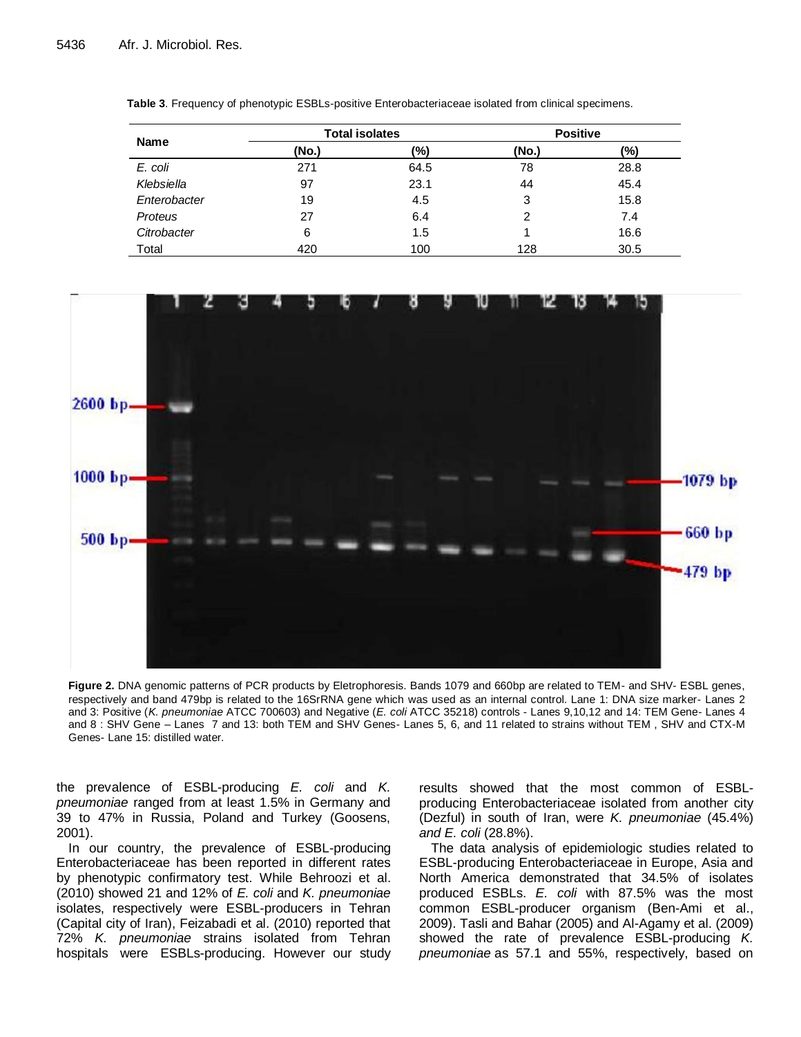**Table 3**. Frequency of phenotypic ESBLs-positive Enterobacteriaceae isolated from clinical specimens.

| Name | Total isolates | | Positive | |
|---|---|---|---|---|
| | (No.) | (%) | (No.) | (%) |
| *E. coli* | 271 | 64.5 | 78 | 28.8 |
| *Klebsiella* | 97 | 23.1 | 44 | 45.4 |
| *Enterobacter* | 19 | 4.5 | 3 | 15.8 |
| *Proteus* | 27 | 6.4 | 2 | 7.4 |
| *Citrobacter* | 6 | 1.5 | 1 | 16.6 |
| Total | 420 | 100 | 128 | 30.5 |

**Figure 2.** DNA genomic patterns of PCR products by Eletrophoresis. Bands 1079 and 660bp are related to TEM- and SHV- ESBL genes, respectively and band 479bp is related to the 16SrRNA gene which was used as an internal control. Lane 1: DNA size marker- Lanes 2 and 3: Positive (*K. pneumoniae* ATCC 700603) and Negative (*E. coli* ATCC 35218) controls - Lanes 9,10,12 and 14: TEM Gene- Lanes 4 and 8 : SHV Gene – Lanes 7 and 13: both TEM and SHV Genes- Lanes 5, 6, and 11 related to strains without TEM , SHV and CTX-M Genes- Lane 15: distilled water.

the prevalence of ESBL-producing *E. coli* and *K. pneumoniae* ranged from at least 1.5% in Germany and 39 to 47% in Russia, Poland and Turkey (Goosens, 2001).

In our country, the prevalence of ESBL-producing Enterobacteriaceae has been reported in different rates by phenotypic confirmatory test. While Behroozi et al. (2010) showed 21 and 12% of *E. coli* and *K. pneumoniae* isolates, respectively were ESBL-producers in Tehran (Capital city of Iran), Feizabadi et al. (2010) reported that 72% *K. pneumoniae* strains isolated from Tehran hospitals were ESBLs-producing. However our study results showed that the most common of ESBL-producing Enterobacteriaceae isolated from another city (Dezful) in south of Iran, were *K. pneumoniae* (45.4%) *and E. coli* (28.8%).

The data analysis of epidemiologic studies related to ESBL-producing Enterobacteriaceae in Europe, Asia and North America demonstrated that 34.5% of isolates produced ESBLs. *E. coli* with 87.5% was the most common ESBL-producer organism (Ben-Ami et al., 2009). Tasli and Bahar (2005) and Al-Agamy et al. (2009) showed the rate of prevalence ESBL-producing *K. pneumoniae* as 57.1 and 55%, respectively, based on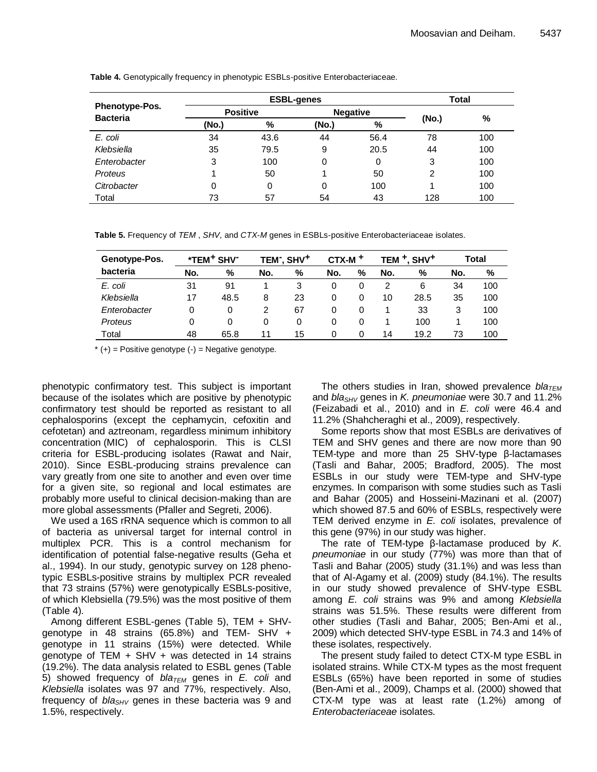**Table 4.** Genotypically frequency in phenotypic ESBLs-positive Enterobacteriaceae.

| Phenotype-Pos. Bacteria | ESBL-genes | | | | Total | |
|---|---|---|---|---|---|---|
| | Positive | | Negative | | (No.) | % |
| | (No.) | % | (No.) | % | | |
| *E. coli* | 34 | 43.6 | 44 | 56.4 | 78 | 100 |
| *Klebsiella* | 35 | 79.5 | 9 | 20.5 | 44 | 100 |
| *Enterobacter* | 3 | 100 | 0 | 0 | 3 | 100 |
| *Proteus* | 1 | 50 | 1 | 50 | 2 | 100 |
| *Citrobacter* | 0 | 0 | 0 | 100 | 1 | 100 |
| Total | 73 | 57 | 54 | 43 | 128 | 100 |

**Table 5.** Frequency of *TEM* , *SHV*, and *CTX-M* genes in ESBLs-positive Enterobacteriaceae isolates.

| Genotype-Pos. bacteria | *TEM$^+$ SHV$^-$ | | TEM$^-$, SHV$^+$ | | CTX-M $^+$ | | TEM $^+$, SHV$^+$ | | Total | |
|---|---|---|---|---|---|---|---|---|---|---|
| | No. | % | No. | % | No. | % | No. | % | No. | % |
| *E. coli* | 31 | 91 | 1 | 3 | 0 | 0 | 2 | 6 | 34 | 100 |
| *Klebsiella* | 17 | 48.5 | 8 | 23 | 0 | 0 | 10 | 28.5 | 35 | 100 |
| *Enterobacter* | 0 | 0 | 2 | 67 | 0 | 0 | 1 | 33 | 3 | 100 |
| *Proteus* | 0 | 0 | 0 | 0 | 0 | 0 | 1 | 100 | 1 | 100 |
| Total | 48 | 65.8 | 11 | 15 | 0 | 0 | 14 | 19.2 | 73 | 100 |

\* (+) = Positive genotype (-) = Negative genotype.

phenotypic confirmatory test. This subject is important because of the isolates which are positive by phenotypic confirmatory test should be reported as resistant to all cephalosporins (except the cephamycin, cefoxitin and cefotetan) and aztreonam, regardless minimum inhibitory concentration (MIC) of cephalosporin. This is CLSI criteria for ESBL-producing isolates (Rawat and Nair, 2010). Since ESBL-producing strains prevalence can vary greatly from one site to another and even over time for a given site, so regional and local estimates are probably more useful to clinical decision-making than are more global assessments (Pfaller and Segreti, 2006).

We used a 16S rRNA sequence which is common to all of bacteria as universal target for internal control in multiplex PCR. This is a control mechanism for identification of potential false-negative results (Geha et al., 1994). In our study, genotypic survey on 128 phenotypic ESBLs-positive strains by multiplex PCR revealed that 73 strains (57%) were genotypically ESBLs-positive, of which Klebsiella (79.5%) was the most positive of them (Table 4).

Among different ESBL-genes (Table 5), TEM + SHV- genotype in 48 strains (65.8%) and TEM- SHV + genotype in 11 strains (15%) were detected. While genotype of TEM + SHV + was detected in 14 strains (19.2%). The data analysis related to ESBL genes (Table 5) showed frequency of $bla_{TEM}$ genes in *E. coli* and *Klebsiella* isolates was 97 and 77%, respectively. Also, frequency of $bla_{SHV}$ genes in these bacteria was 9 and 1.5%, respectively.

The others studies in Iran, showed prevalence $bla_{TEM}$ and $bla_{SHV}$ genes in *K. pneumoniae* were 30.7 and 11.2% (Feizabadi et al., 2010) and in *E. coli* were 46.4 and 11.2% (Shahcheraghi et al., 2009), respectively.

Some reports show that most ESBLs are derivatives of TEM and SHV genes and there are now more than 90 TEM-type and more than 25 SHV-type β-lactamases (Tasli and Bahar, 2005; Bradford, 2005). The most ESBLs in our study were TEM-type and SHV-type enzymes. In comparison with some studies such as Tasli and Bahar (2005) and Hosseini-Mazinani et al. (2007) which showed 87.5 and 60% of ESBLs, respectively were TEM derived enzyme in *E. coli* isolates, prevalence of this gene (97%) in our study was higher.

The rate of TEM-type β-lactamase produced by *K. pneumoniae* in our study (77%) was more than that of Tasli and Bahar (2005) study (31.1%) and was less than that of Al-Agamy et al. (2009) study (84.1%). The results in our study showed prevalence of SHV-type ESBL among *E. coli* strains was 9% and among *Klebsiella* strains was 51.5%. These results were different from other studies (Tasli and Bahar, 2005; Ben-Ami et al., 2009) which detected SHV-type ESBL in 74.3 and 14% of these isolates, respectively.

The present study failed to detect CTX-M type ESBL in isolated strains. While CTX-M types as the most frequent ESBLs (65%) have been reported in some of studies (Ben-Ami et al., 2009), Champs et al. (2000) showed that CTX-M type was at least rate (1.2%) among of *Enterobacteriaceae* isolates.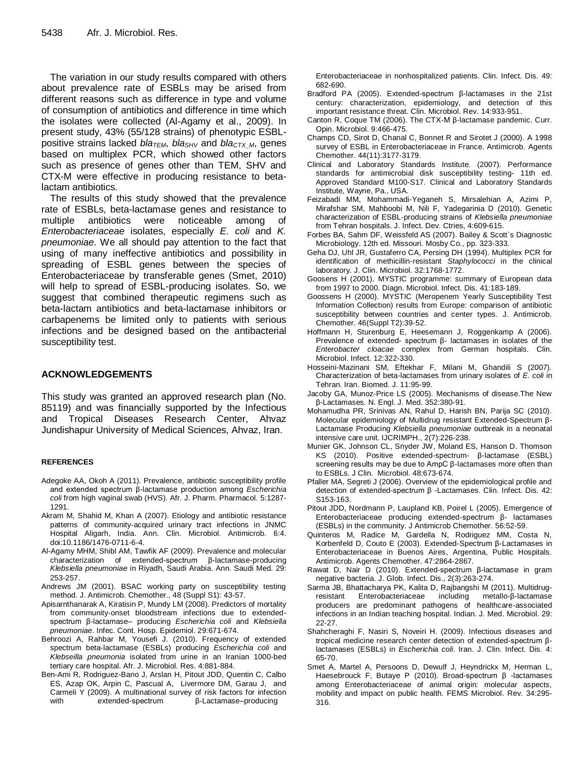The variation in our study results compared with others about prevalence rate of ESBLs may be arised from different reasons such as difference in type and volume of consumption of antibiotics and difference in time which the isolates were collected (Al-Agamy et al., 2009). In present study, 43% (55/128 strains) of phenotypic ESBL-positive strains lacked $bla_{TEM}$, $bla_{SHV}$ and $bla_{CTX\_M}$, genes based on multiplex PCR, which showed other factors such as presence of genes other than TEM, SHV and CTX-M were effective in producing resistance to beta-lactam antibiotics.

The results of this study showed that the prevalence rate of ESBLs, beta-lactamase genes and resistance to multiple antibiotics were noticeable among of *Enterobacteriaceae* isolates, especially *E. coli* and *K. pneumoniae*. We all should pay attention to the fact that using of many ineffective antibiotics and possibility in spreading of ESBL genes between the species of Enterobacteriaceae by transferable genes (Smet, 2010) will help to spread of ESBL-producing isolates. So, we suggest that combined therapeutic regimens such as beta-lactam antibiotics and beta-lactamase inhibitors or carbapenems be limited only to patients with serious infections and be designed based on the antibacterial susceptibility test.

## ACKNOWLEDGEMENTS

This study was granted an approved research plan (No. 85119) and was financially supported by the Infectious and Tropical Diseases Research Center, Ahvaz Jundishapur University of Medical Sciences, Ahvaz, Iran.

## REFERENCES

Adegoke AA, Okoh A (2011). Prevalence, antibiotic susceptibility profile and extended spectrum β-lactamase production among *Escherichia coli* from high vaginal swab (HVS). Afr. J. Pharm. Pharmacol. 5:1287-1291.

Akram M, Shahid M, Khan A (2007). Etiology and antibiotic resistance patterns of community-acquired urinary tract infections in JNMC Hospital Aligarh, India. Ann. Clin. Microbiol. Antimicrob. 6:4. doi:10.1186/1476-0711-6-4.

Al-Agamy MHM, Shibl AM, Tawfik AF (2009). Prevalence and molecular characterization of extended-spectrum β-lactamase-producing *Klebsiella pneumoniae* in Riyadh, Saudi Arabia. Ann. Saudi Med. 29: 253-257.

Andrews JM (2001). BSAC working party on susceptibility testing method. J. Antimicrob. Chemother., 48 (Suppl S1): 43-57.

Apisarnthanarak A, Kiratisin P, Mundy LM (2008). Predictors of mortality from community-onset bloodstream infections due to extended-spectrum β-lactamase– producing *Escherichia coli* and *Klebsiella pneumoniae*. Infec. Cont. Hosp. Epidemiol. 29:671-674.

Behroozi A, Rahbar M, Yousefi J. (2010). Frequency of extended spectrum beta-lactamase (ESBLs) producing *Escherichia coli* and *Klebseilla pneumonia* isolated from urine in an Iranian 1000-bed tertiary care hospital. Afr. J. Microbiol. Res. 4:881-884.

Ben-Ami R, Rodriguez-Bano J, Arslan H, Pitout JDD, Quentin C, Calbo ES, Azap OK, Arpin C, Pascual A, Livermore DM, Garau J, and Carmeli Y (2009). A multinational survey of risk factors for infection with extended-spectrum β-Lactamase–producing Enterobacteriaceae in nonhospitalized patients. Clin. Infect. Dis. 49: 682-690.

Bradford PA (2005). Extended-spectrum β-lactamases in the 21st century: characterization, epidemiology, and detection of this important resistance threat. Clin. Microbiol. Rev. 14:933-951.

Canton R, Coque TM (2006). The CTX-M β-lactamase pandemic. Curr. Opin. Microbiol. 9:466-475.

Champs CD, Sirot D, Chanal C, Bonnet R and Sirotet J (2000). A 1998 survey of ESBL in Enterobacteriaceae in France. Antimicrob. Agents Chemother. 44(11):3177-3179.

Clinical and Laboratory Standards Institute. (2007). Performance standards for antimicrobial disk susceptibility testing- 11th ed. Approved Standard M100-S17. Clinical and Laboratory Standards Institute, Wayne, Pa., USA.

Feizabadi MM, Mohammadi-Yeganeh S, Mirsalehian A, Azimi P, Mirafshar SM, Mahboobi M, Nili F, Yadegarinia D (2010). Genetic characterization of ESBL-producing strains of *Klebsiella pneumoniae* from Tehran hospitals. J. Infect. Dev. Ctries, 4:609-615.

Forbes BA, Sahm DF, Weissfeld AS (2007). Bailey & Scott`s Diagnostic Microbiology. 12th ed. Missouri. Mosby Co., pp. 323-333.

Geha DJ, Uhl JR, Gustaferro CA, Persing DH (1994). Multiplex PCR for identification of methicillin-resistant *Staphylococci* in the clinical laboratory. J. Clin. Microbiol. 32:1768-1772.

Goosens H (2001). MYSTIC programme: summary of European data from 1997 to 2000. Diagn. Microbiol. Infect. Dis. 41:183-189.

Goossens H (2000). MYSTIC (Meropenem Yearly Susceptibility Test Information Collection) results from Europe: comparison of antibiotic susceptibility between countries and center types. J. Antimicrob. Chemother. 46(Suppl T2):39-52.

Hoffmann H, Sturenburg E, Heesemann J, Roggenkamp A (2006). Prevalence of extended- spectrum β- lactamases in isolates of the *Enterobacter cloacae* complex from German hospitals. Clin. Microbiol. Infect. 12:322-330.

Hosseini-Mazinani SM, Eftekhar F, Milani M, Ghandili S (2007). Characterization of beta-lactamases from urinary isolates of *E. coli* in Tehran. Iran. Biomed. J. 11:95-99.

Jacoby GA, Munoz-Price LS (2005). Mechanisms of disease.The New β-Lactamases. N. Engl. J. Med. 352:380-91.

Mohamudha PR, Srinivas AN, Rahul D, Harish BN, Parija SC (2010). Molecular epidemiology of Multidrug resistant Extended-Spectrum β-Lactamase Producing *Klebsiella pneumoniae* outbreak in a neonatal intensive care unit. IJCRIMPH., 2(7):226-238.

Munier GK, Johnson CL, Snyder JW, Moland ES, Hanson D. Thomson KS (2010). Positive extended-spectrum- β-lactamase (ESBL) screening results may be due to AmpC β-lactamases more often than to ESBLs. J Clin. Microbiol. 48:673-674.

Pfaller MA, Segreti J (2006). Overview of the epidemiological profile and detection of extended-spectrum β -Lactamases. Clin. Infect. Dis. 42: S153-163.

Pitout JDD, Nordmann P, Laupland KB, Poirel L (2005). Emergence of Enterobacteriaceae producing extended-spectrum β- lactamases (ESBLs) in the community. J Antimicrob Chemother. 56:52-59.

Quinteros M, Radice M, Gardella N, Rodriguez MM, Costa N, Korbenfeld D, Couto E (2003). Extended-Spectrum β-Lactamases in Enterobacteriaceae in Buenos Aires, Argentina, Public Hospitals. Antimicrob. Agents Chemother. 47:2864-2867.

Rawat D, Nair D (2010). Extended-spectrum β-lactamase in gram negative bacteria. J. Glob. Infect. Dis., 2(3):263-274.

Sarma JB, Bhattacharya PK, Kalita D, Rajbangshi M (2011). Multidrug-resistant Enterobacteriaceae including metallo-β-lactamase producers are predominant pathogens of healthcare-associated infections in an Indian teaching hospital. Indian. J. Med. Microbiol. 29: 22-27.

Shahcheraghi F, Nasiri S, Noveiri H. (2009). Infectious diseases and tropical medicine research center detection of extended-spectrum β-lactamases (ESBLs) in *Escherichia coli*. Iran. J. Clin. Infect. Dis. 4: 65-70.

Smet A, Martel A, Persoons D, Dewulf J, Heyndrickx M, Herman L, Haesebrouck F, Butaye P (2010). Broad-spectrum β -lactamases among Enterobacteriaceae of animal origin: molecular aspects, mobility and impact on public health. FEMS Microbiol. Rev. 34:295-316.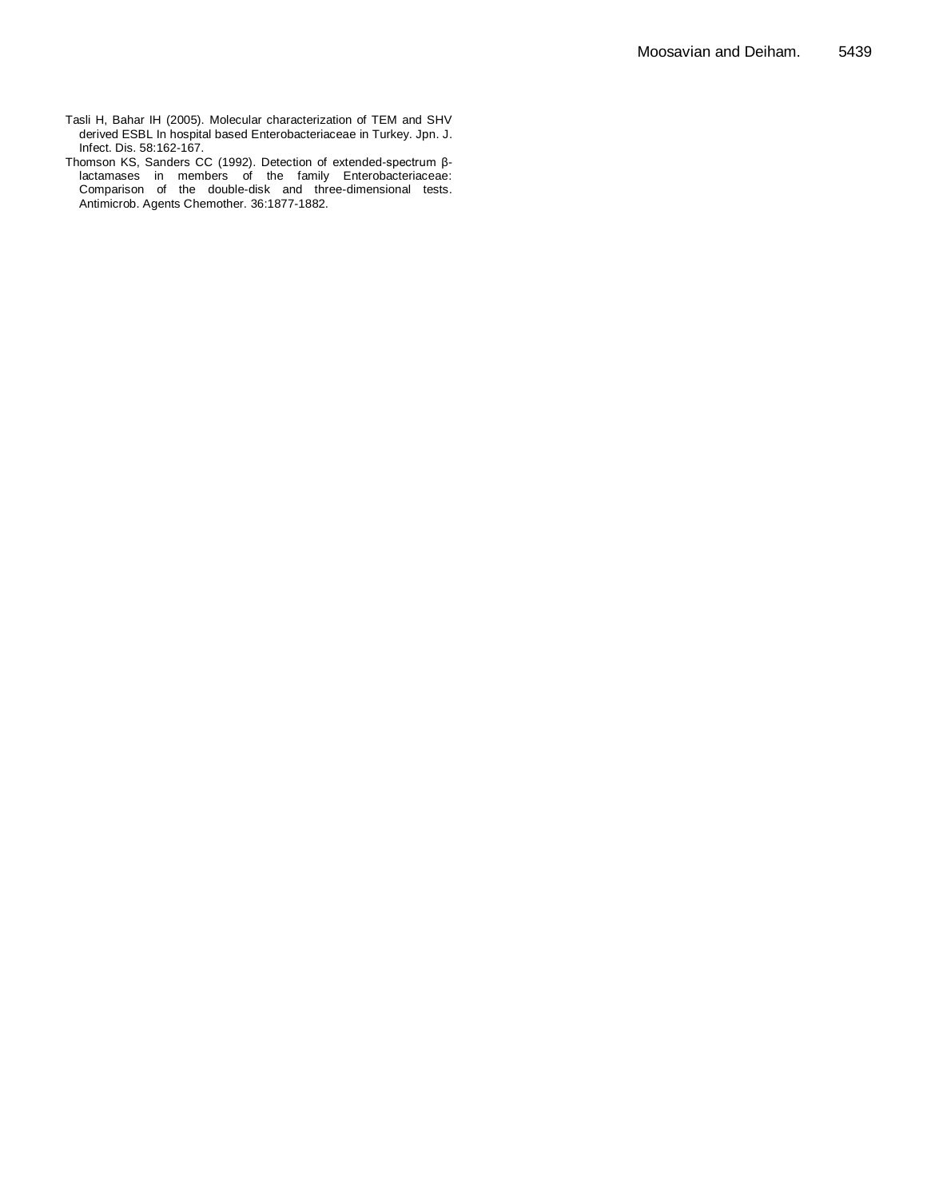Tasli H, Bahar IH (2005). Molecular characterization of TEM and SHV derived ESBL In hospital based Enterobacteriaceae in Turkey. Jpn. J. Infect. Dis. 58:162-167.

Thomson KS, Sanders CC (1992). Detection of extended-spectrum β-lactamases in members of the family Enterobacteriaceae: Comparison of the double-disk and three-dimensional tests. Antimicrob. Agents Chemother. 36:1877-1882.